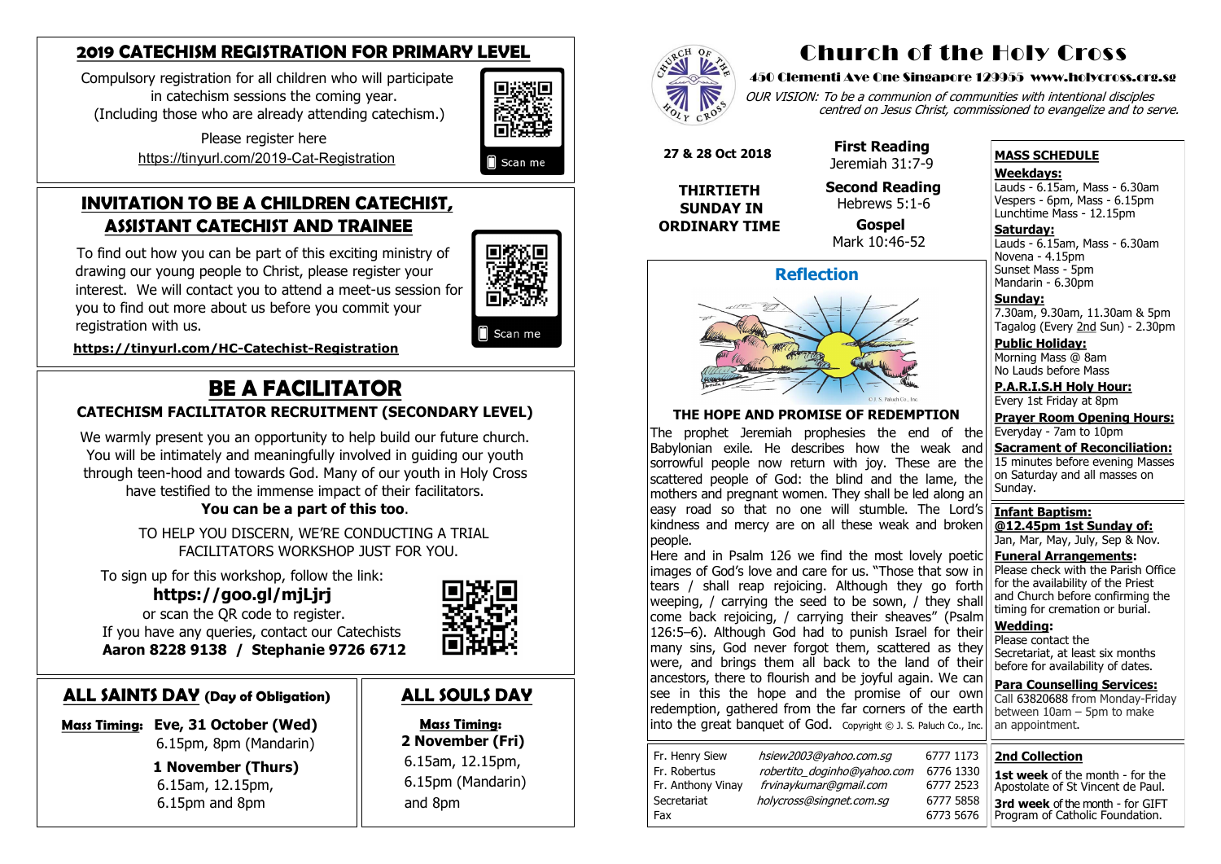## 2019 CATECHISM REGISTRATION FOR PRIMARY LEVEL

Compulsory registration for all children who will participate in catechism sessions the coming year. (Including those who are already attending catechism.)

Please register here
https://tinyurl.com/2019-Cat-Registration

Scan me

## INVITATION TO BE A CHILDREN CATECHIST, ASSISTANT CATECHIST AND TRAINEE

To find out how you can be part of this exciting ministry of drawing our young people to Christ, please register your interest. We will contact you to attend a meet-us session for you to find out more about us before you commit your registration with us.

**https://tinyurl.com/HC-Catechist-Registration**

Scan me

# BE A FACILITATOR

### CATECHISM FACILITATOR RECRUITMENT (SECONDARY LEVEL)

We warmly present you an opportunity to help build our future church. You will be intimately and meaningfully involved in guiding our youth through teen-hood and towards God. Many of our youth in Holy Cross have testified to the immense impact of their facilitators.

**You can be a part of this too**.

TO HELP YOU DISCERN, WE'RE CONDUCTING A TRIAL FACILITATORS WORKSHOP JUST FOR YOU.

To sign up for this workshop, follow the link:

**https://goo.gl/mjLjrj**

or scan the QR code to register.

If you have any queries, contact our Catechists

**Aaron 8228 9138 / Stephanie 9726 6712**

## ALL SAINTS DAY (Day of Obligation)

**Mass Timing: Eve, 31 October (Wed)**
6.15pm, 8pm (Mandarin)

**1 November (Thurs)**
6.15am, 12.15pm, 6.15pm and 8pm

## ALL SOULS DAY

**Mass Timing:**
**2 November (Fri)**
6.15am, 12.15pm, 6.15pm (Mandarin) and 8pm

# Church of the Holy Cross

**450 Clementi Ave One Singapore 129955 www.holycross.org.sg**

*OUR VISION: To be a communion of communities with intentional disciples centred on Jesus Christ, commissioned to evangelize and to serve.*

**27 & 28 Oct 2018**

**THIRTIETH SUNDAY IN ORDINARY TIME**

**First Reading**
Jeremiah 31:7-9

**Second Reading**
Hebrews 5:1-6

**Gospel**
Mark 10:46-52

## Reflection

### THE HOPE AND PROMISE OF REDEMPTION

The prophet Jeremiah prophesies the end of the Babylonian exile. He describes how the weak and sorrowful people now return with joy. These are the scattered people of God: the blind and the lame, the mothers and pregnant women. They shall be led along an easy road so that no one will stumble. The Lord's kindness and mercy are on all these weak and broken people.

Here and in Psalm 126 we find the most lovely poetic images of God's love and care for us. "Those that sow in tears / shall reap rejoicing. Although they go forth weeping, / carrying the seed to be sown, / they shall come back rejoicing, / carrying their sheaves" (Psalm 126:5–6). Although God had to punish Israel for their many sins, God never forgot them, scattered as they were, and brings them all back to the land of their ancestors, there to flourish and be joyful again. We can see in this the hope and the promise of our own redemption, gathered from the far corners of the earth into the great banquet of God. Copyright © J. S. Paluch Co., Inc.

| | | |
|---|---|---|
| Fr. Henry Siew | *hsiew2003@yahoo.com.sg* | 6777 1173 |
| Fr. Robertus | *robertito_doginho@yahoo.com* | 6776 1330 |
| Fr. Anthony Vinay | *frvinaykumar@gmail.com* | 6777 2523 |
| Secretariat | *holycross@singnet.com.sg* | 6777 5858 |
| Fax | | 6773 5676 |

**MASS SCHEDULE**

**Weekdays:**
Lauds - 6.15am, Mass - 6.30am
Vespers - 6pm, Mass - 6.15pm
Lunchtime Mass - 12.15pm

**Saturday:**
Lauds - 6.15am, Mass - 6.30am
Novena - 4.15pm
Sunset Mass - 5pm
Mandarin - 6.30pm

**Sunday:**
7.30am, 9.30am, 11.30am & 5pm
Tagalog (Every 2nd Sun) - 2.30pm

**Public Holiday:**
Morning Mass @ 8am
No Lauds before Mass

**P.A.R.I.S.H Holy Hour:**
Every 1st Friday at 8pm

**Prayer Room Opening Hours:**
Everyday - 7am to 10pm

**Sacrament of Reconciliation:**
15 minutes before evening Masses on Saturday and all masses on Sunday.

**Infant Baptism:**
**@12.45pm 1st Sunday of:**
Jan, Mar, May, July, Sep & Nov.

**Funeral Arrangements:**
Please check with the Parish Office for the availability of the Priest and Church before confirming the timing for cremation or burial.

**Wedding:**
Please contact the Secretariat, at least six months before for availability of dates.

**Para Counselling Services:**
Call 63820688 from Monday-Friday between 10am – 5pm to make an appointment.

**2nd Collection**

**1st week** of the month - for the Apostolate of St Vincent de Paul.

**3rd week** of the month - for GIFT Program of Catholic Foundation.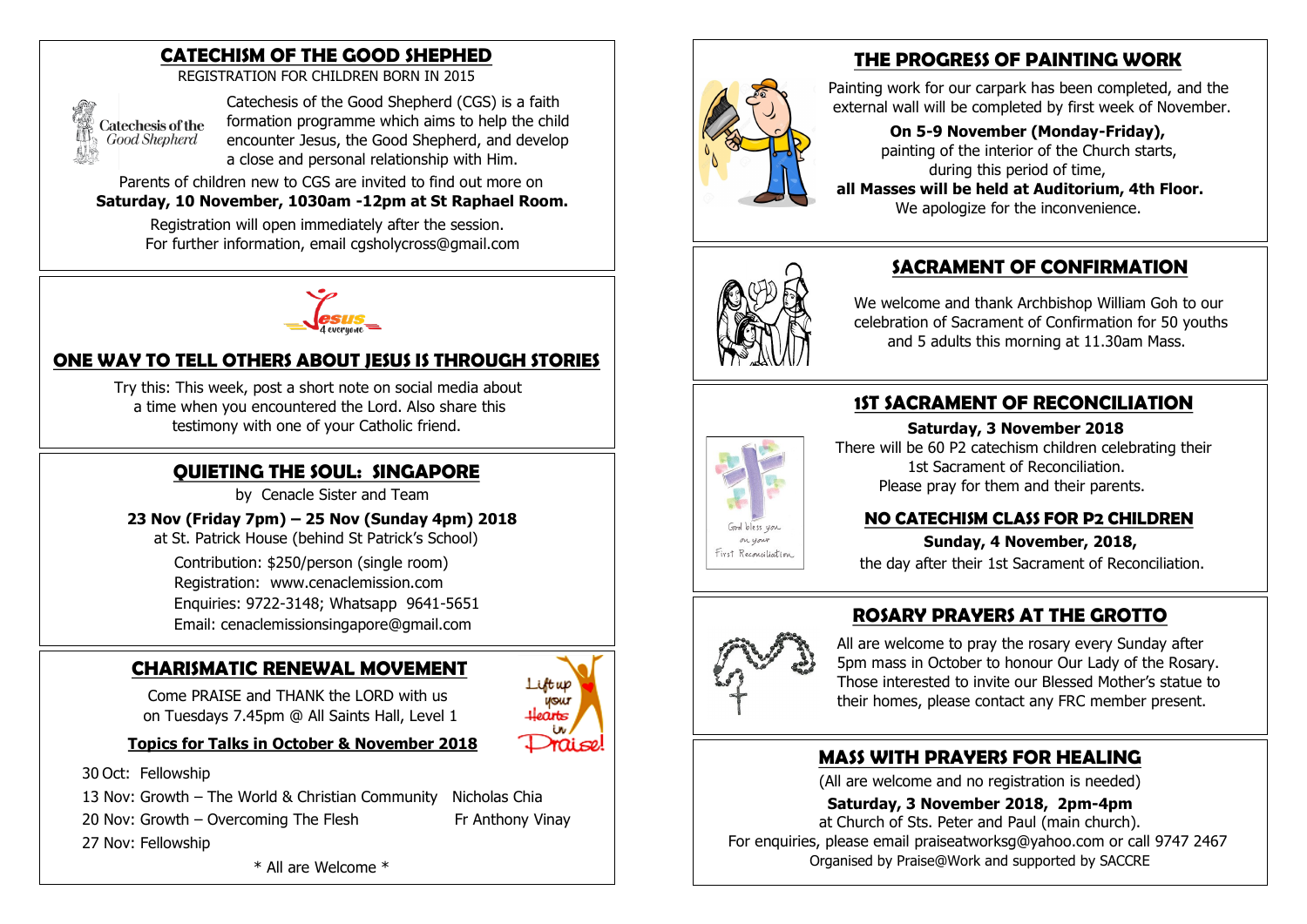## CATECHISM OF THE GOOD SHEPHED

REGISTRATION FOR CHILDREN BORN IN 2015

Catechesis of the Good Shepherd

Catechesis of the Good Shepherd (CGS) is a faith formation programme which aims to help the child encounter Jesus, the Good Shepherd, and develop a close and personal relationship with Him.

Parents of children new to CGS are invited to find out more on **Saturday, 10 November, 1030am -12pm at St Raphael Room.**

Registration will open immediately after the session. For further information, email cgsholycross@gmail.com

Jesus 4 everyone

## ONE WAY TO TELL OTHERS ABOUT JESUS IS THROUGH STORIES

Try this: This week, post a short note on social media about a time when you encountered the Lord. Also share this testimony with one of your Catholic friend.

## QUIETING THE SOUL: SINGAPORE

by Cenacle Sister and Team

**23 Nov (Friday 7pm) – 25 Nov (Sunday 4pm) 2018**

at St. Patrick House (behind St Patrick's School)

Contribution: $250/person (single room)
Registration: www.cenaclemission.com
Enquiries: 9722-3148; Whatsapp 9641-5651
Email: cenaclemissionsingapore@gmail.com

## CHARISMATIC RENEWAL MOVEMENT

Come PRAISE and THANK the LORD with us on Tuesdays 7.45pm @ All Saints Hall, Level 1

Lift up your Hearts in Praise!

**Topics for Talks in October & November 2018**

30 Oct: Fellowship
13 Nov: Growth – The World & Christian Community Nicholas Chia
20 Nov: Growth – Overcoming The Flesh Fr Anthony Vinay
27 Nov: Fellowship

* All are Welcome *

## THE PROGRESS OF PAINTING WORK

Painting work for our carpark has been completed, and the external wall will be completed by first week of November.

**On 5-9 November (Monday-Friday),**
painting of the interior of the Church starts, during this period of time,
**all Masses will be held at Auditorium, 4th Floor.**
We apologize for the inconvenience.

## SACRAMENT OF CONFIRMATION

We welcome and thank Archbishop William Goh to our celebration of Sacrament of Confirmation for 50 youths and 5 adults this morning at 11.30am Mass.

## 1ST SACRAMENT OF RECONCILIATION

**Saturday, 3 November 2018**

There will be 60 P2 catechism children celebrating their 1st Sacrament of Reconciliation.
Please pray for them and their parents.

God bless you on your First Reconciliation

## NO CATECHISM CLASS FOR P2 CHILDREN

**Sunday, 4 November, 2018,**
the day after their 1st Sacrament of Reconciliation.

## ROSARY PRAYERS AT THE GROTTO

All are welcome to pray the rosary every Sunday after 5pm mass in October to honour Our Lady of the Rosary. Those interested to invite our Blessed Mother's statue to their homes, please contact any FRC member present.

## MASS WITH PRAYERS FOR HEALING

(All are welcome and no registration is needed)

**Saturday, 3 November 2018, 2pm-4pm**

at Church of Sts. Peter and Paul (main church).
For enquiries, please email praiseatworksg@yahoo.com or call 9747 2467
Organised by Praise@Work and supported by SACCRE